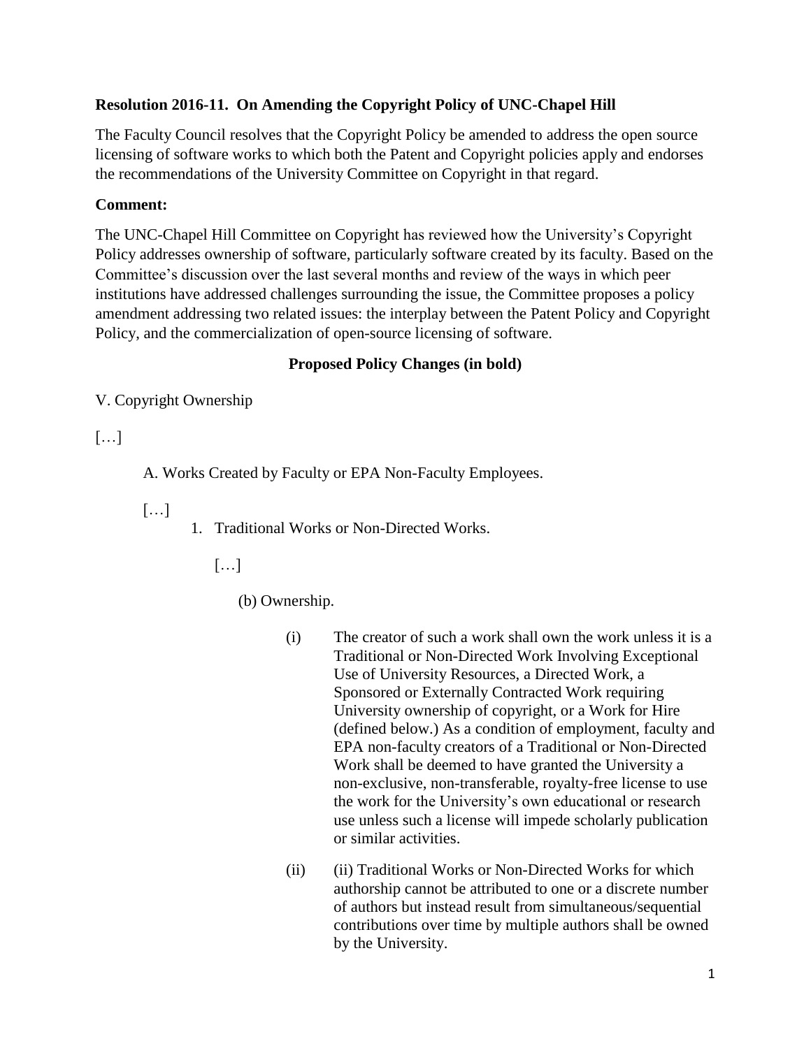**Resolution 2016-11. On Amending the Copyright Policy of UNC-Chapel Hill**

The Faculty Council resolves that the Copyright Policy be amended to address the open source licensing of software works to which both the Patent and Copyright policies apply and endorses the recommendations of the University Committee on Copyright in that regard.

**Comment:**

The UNC-Chapel Hill Committee on Copyright has reviewed how the University's Copyright Policy addresses ownership of software, particularly software created by its faculty. Based on the Committee's discussion over the last several months and review of the ways in which peer institutions have addressed challenges surrounding the issue, the Committee proposes a policy amendment addressing two related issues: the interplay between the Patent Policy and Copyright Policy, and the commercialization of open-source licensing of software.

**Proposed Policy Changes (in bold)**

V. Copyright Ownership

[…]

A. Works Created by Faculty or EPA Non-Faculty Employees.

[…]

1. Traditional Works or Non-Directed Works.

[…]

(b) Ownership.

(i) The creator of such a work shall own the work unless it is a Traditional or Non-Directed Work Involving Exceptional Use of University Resources, a Directed Work, a Sponsored or Externally Contracted Work requiring University ownership of copyright, or a Work for Hire (defined below.) As a condition of employment, faculty and EPA non-faculty creators of a Traditional or Non-Directed Work shall be deemed to have granted the University a non-exclusive, non-transferable, royalty-free license to use the work for the University's own educational or research use unless such a license will impede scholarly publication or similar activities.

(ii) (ii) Traditional Works or Non-Directed Works for which authorship cannot be attributed to one or a discrete number of authors but instead result from simultaneous/sequential contributions over time by multiple authors shall be owned by the University.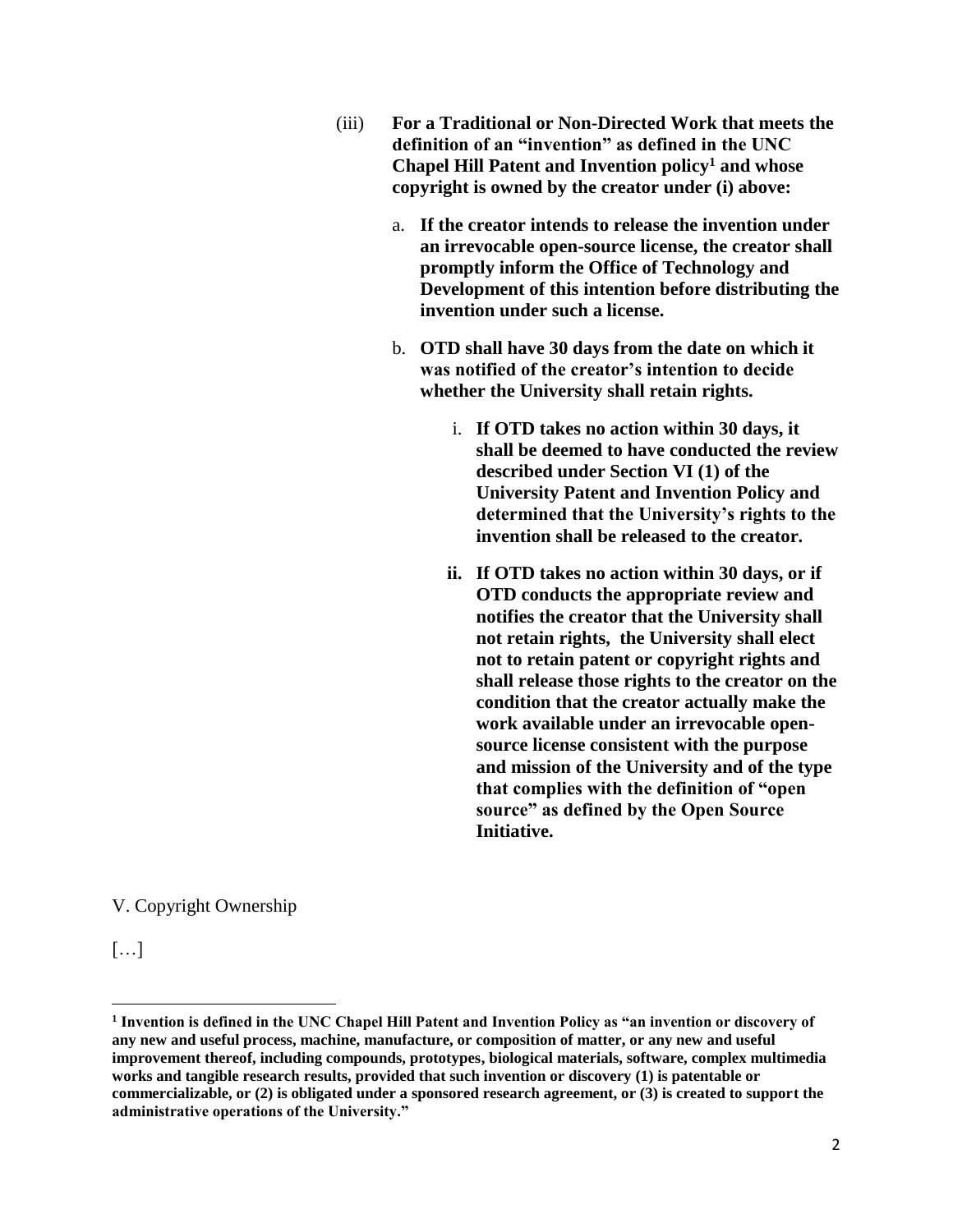(iii) **For a Traditional or Non-Directed Work that meets the definition of an "invention" as defined in the UNC Chapel Hill Patent and Invention policy[1] and whose copyright is owned by the creator under (i) above:**

a. **If the creator intends to release the invention under an irrevocable open-source license, the creator shall promptly inform the Office of Technology and Development of this intention before distributing the invention under such a license.**

b. **OTD shall have 30 days from the date on which it was notified of the creator's intention to decide whether the University shall retain rights.**

i. **If OTD takes no action within 30 days, it shall be deemed to have conducted the review described under Section VI (1) of the University Patent and Invention Policy and determined that the University's rights to the invention shall be released to the creator.**

**ii. If OTD takes no action within 30 days, or if OTD conducts the appropriate review and notifies the creator that the University shall not retain rights, the University shall elect not to retain patent or copyright rights and shall release those rights to the creator on the condition that the creator actually make the work available under an irrevocable open-source license consistent with the purpose and mission of the University and of the type that complies with the definition of "open source" as defined by the Open Source Initiative.**

V. Copyright Ownership

[…]

[1] **Invention is defined in the UNC Chapel Hill Patent and Invention Policy as "an invention or discovery of any new and useful process, machine, manufacture, or composition of matter, or any new and useful improvement thereof, including compounds, prototypes, biological materials, software, complex multimedia works and tangible research results, provided that such invention or discovery (1) is patentable or commercializable, or (2) is obligated under a sponsored research agreement, or (3) is created to support the administrative operations of the University."**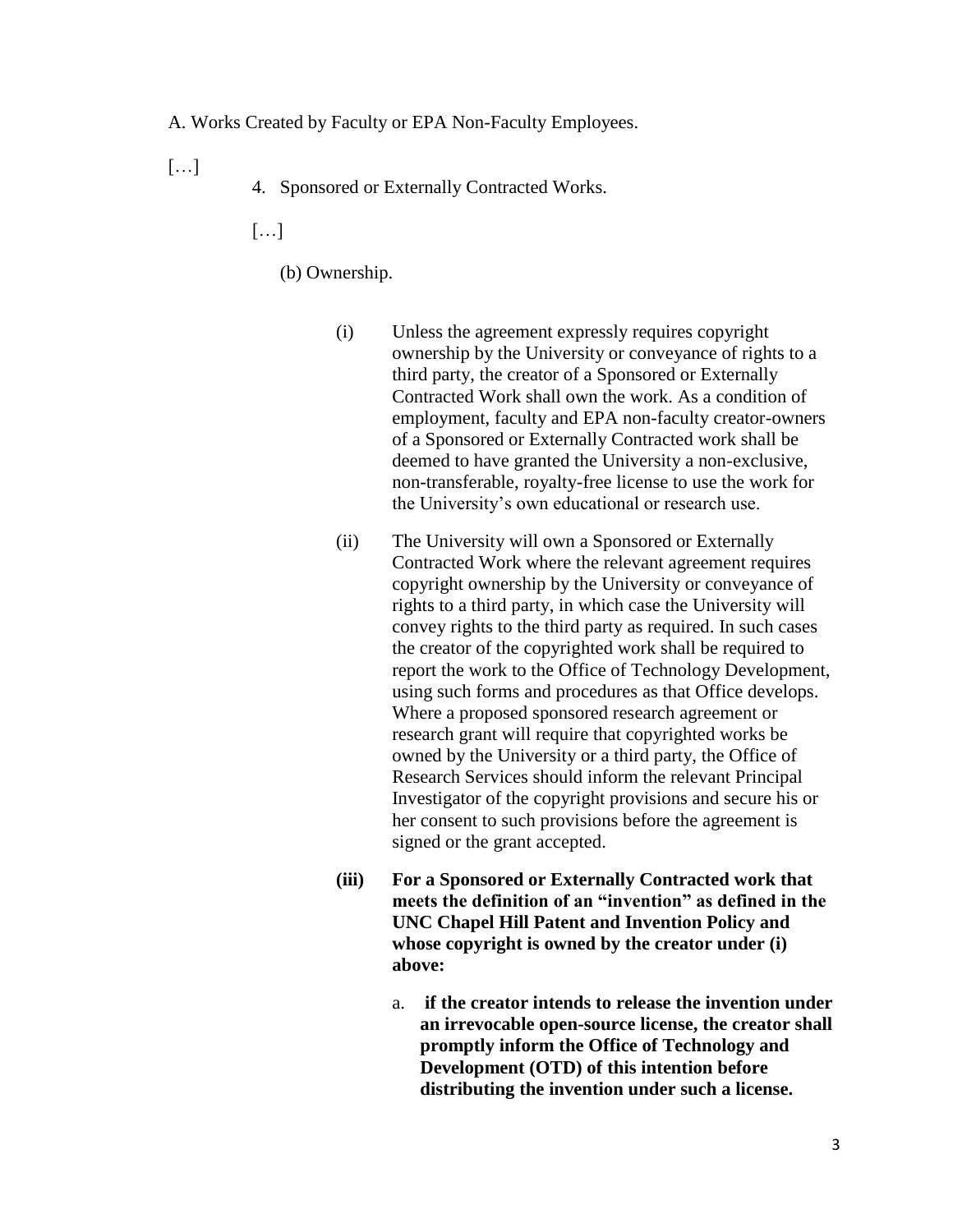A. Works Created by Faculty or EPA Non-Faculty Employees.

[…]

4. Sponsored or Externally Contracted Works.

[…]

(b) Ownership.

(i) Unless the agreement expressly requires copyright ownership by the University or conveyance of rights to a third party, the creator of a Sponsored or Externally Contracted Work shall own the work. As a condition of employment, faculty and EPA non-faculty creator-owners of a Sponsored or Externally Contracted work shall be deemed to have granted the University a non-exclusive, non-transferable, royalty-free license to use the work for the University's own educational or research use.

(ii) The University will own a Sponsored or Externally Contracted Work where the relevant agreement requires copyright ownership by the University or conveyance of rights to a third party, in which case the University will convey rights to the third party as required. In such cases the creator of the copyrighted work shall be required to report the work to the Office of Technology Development, using such forms and procedures as that Office develops. Where a proposed sponsored research agreement or research grant will require that copyrighted works be owned by the University or a third party, the Office of Research Services should inform the relevant Principal Investigator of the copyright provisions and secure his or her consent to such provisions before the agreement is signed or the grant accepted.

**(iii) For a Sponsored or Externally Contracted work that meets the definition of an "invention" as defined in the UNC Chapel Hill Patent and Invention Policy and whose copyright is owned by the creator under (i) above:**

a. **if the creator intends to release the invention under an irrevocable open-source license, the creator shall promptly inform the Office of Technology and Development (OTD) of this intention before distributing the invention under such a license.**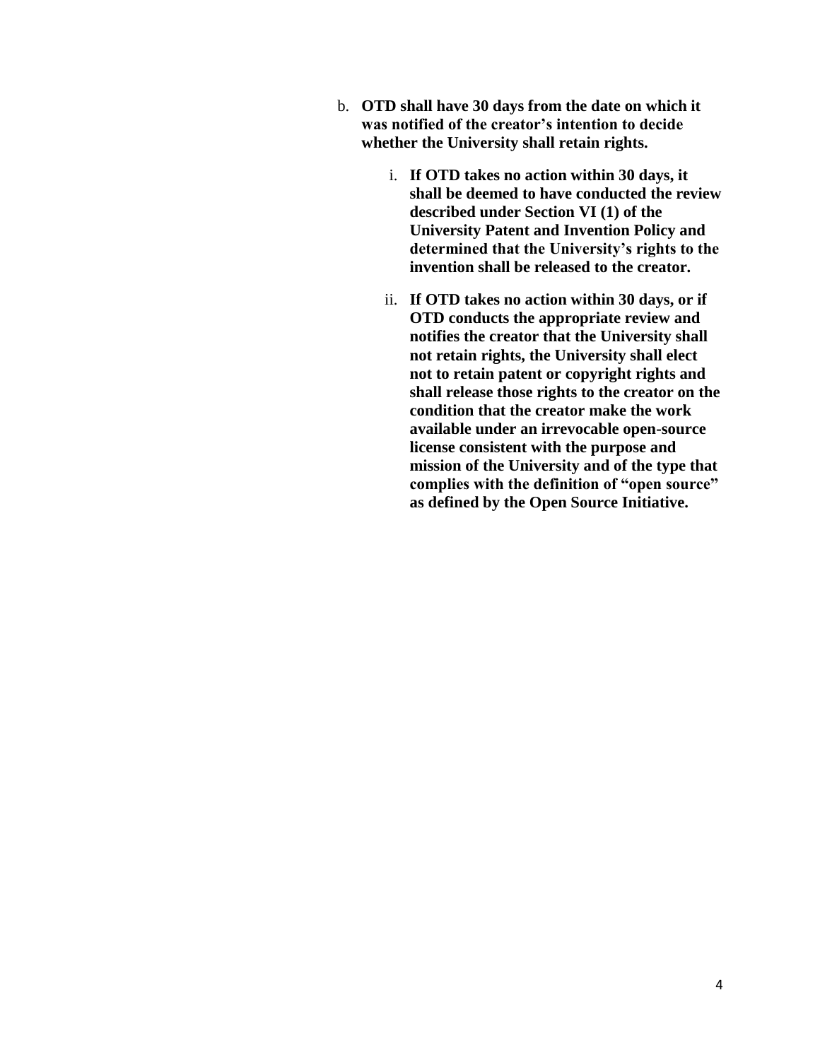b. **OTD shall have 30 days from the date on which it was notified of the creator's intention to decide whether the University shall retain rights.**

   i. **If OTD takes no action within 30 days, it shall be deemed to have conducted the review described under Section VI (1) of the University Patent and Invention Policy and determined that the University's rights to the invention shall be released to the creator.**

   ii. **If OTD takes no action within 30 days, or if OTD conducts the appropriate review and notifies the creator that the University shall not retain rights, the University shall elect not to retain patent or copyright rights and shall release those rights to the creator on the condition that the creator make the work available under an irrevocable open-source license consistent with the purpose and mission of the University and of the type that complies with the definition of "open source" as defined by the Open Source Initiative.**